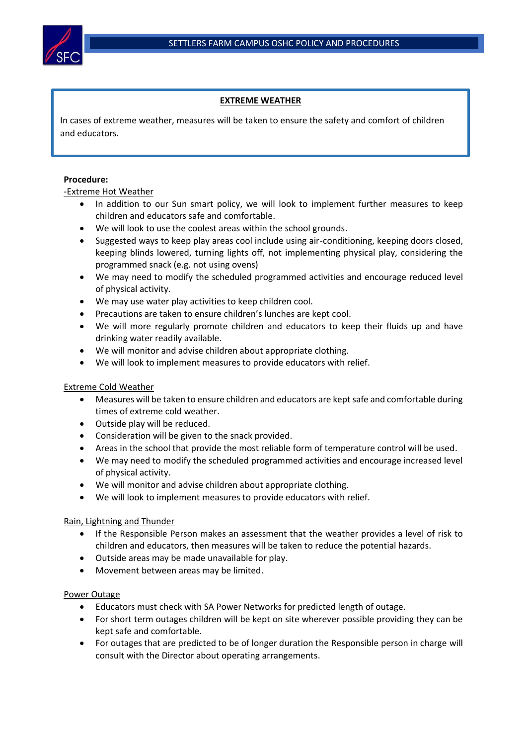## EXTREME WEATHER

In cases of extreme weather, measures will be taken to ensure the safety and comfort of children and educators.

**Procedure:**

-Extreme Hot Weather

- In addition to our Sun smart policy, we will look to implement further measures to keep children and educators safe and comfortable.
- We will look to use the coolest areas within the school grounds.
- Suggested ways to keep play areas cool include using air-conditioning, keeping doors closed, keeping blinds lowered, turning lights off, not implementing physical play, considering the programmed snack (e.g. not using ovens)
- We may need to modify the scheduled programmed activities and encourage reduced level of physical activity.
- We may use water play activities to keep children cool.
- Precautions are taken to ensure children's lunches are kept cool.
- We will more regularly promote children and educators to keep their fluids up and have drinking water readily available.
- We will monitor and advise children about appropriate clothing.
- We will look to implement measures to provide educators with relief.

Extreme Cold Weather

- Measures will be taken to ensure children and educators are kept safe and comfortable during times of extreme cold weather.
- Outside play will be reduced.
- Consideration will be given to the snack provided.
- Areas in the school that provide the most reliable form of temperature control will be used.
- We may need to modify the scheduled programmed activities and encourage increased level of physical activity.
- We will monitor and advise children about appropriate clothing.
- We will look to implement measures to provide educators with relief.

Rain, Lightning and Thunder

- If the Responsible Person makes an assessment that the weather provides a level of risk to children and educators, then measures will be taken to reduce the potential hazards.
- Outside areas may be made unavailable for play.
- Movement between areas may be limited.

Power Outage

- Educators must check with SA Power Networks for predicted length of outage.
- For short term outages children will be kept on site wherever possible providing they can be kept safe and comfortable.
- For outages that are predicted to be of longer duration the Responsible person in charge will consult with the Director about operating arrangements.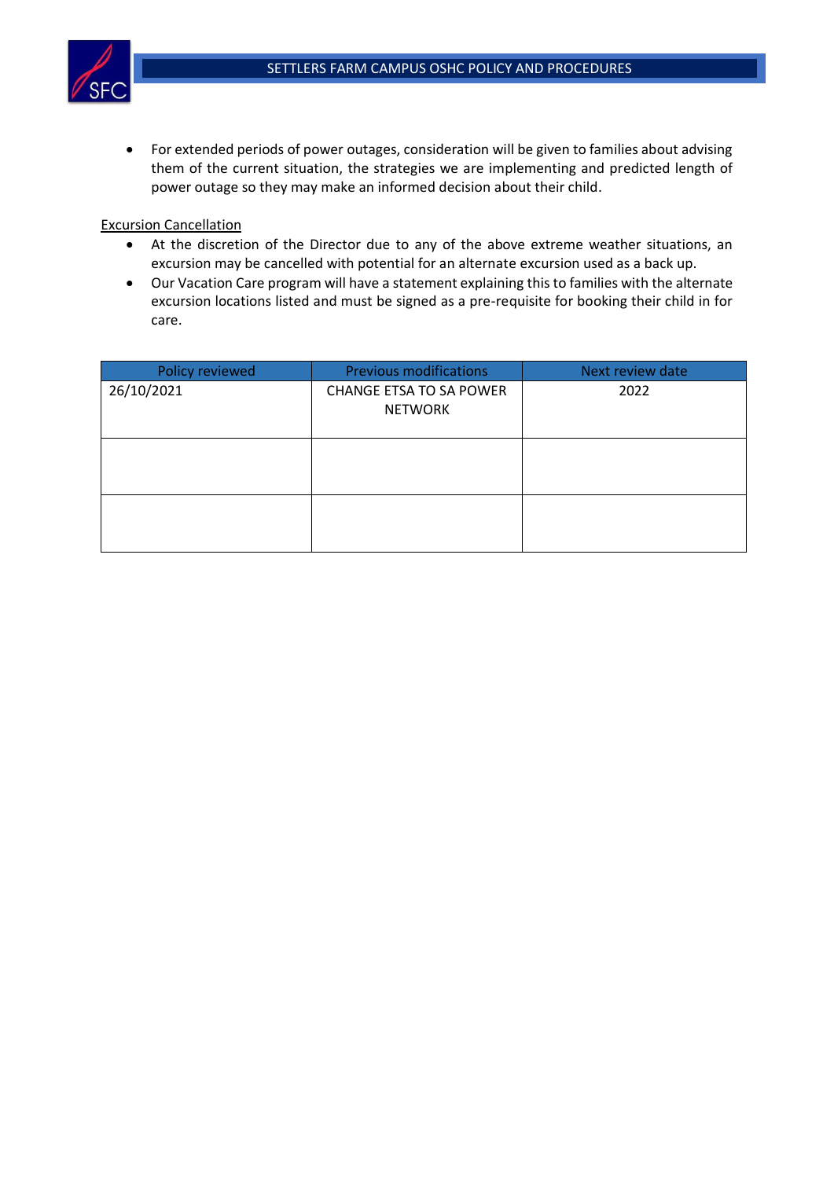- For extended periods of power outages, consideration will be given to families about advising them of the current situation, the strategies we are implementing and predicted length of power outage so they may make an informed decision about their child.

Excursion Cancellation

- At the discretion of the Director due to any of the above extreme weather situations, an excursion may be cancelled with potential for an alternate excursion used as a back up.
- Our Vacation Care program will have a statement explaining this to families with the alternate excursion locations listed and must be signed as a pre-requisite for booking their child in for care.

| Policy reviewed | Previous modifications | Next review date |
|---|---|---|
| 26/10/2021 | CHANGE ETSA TO SA POWER NETWORK | 2022 |
| | | |
| | | |